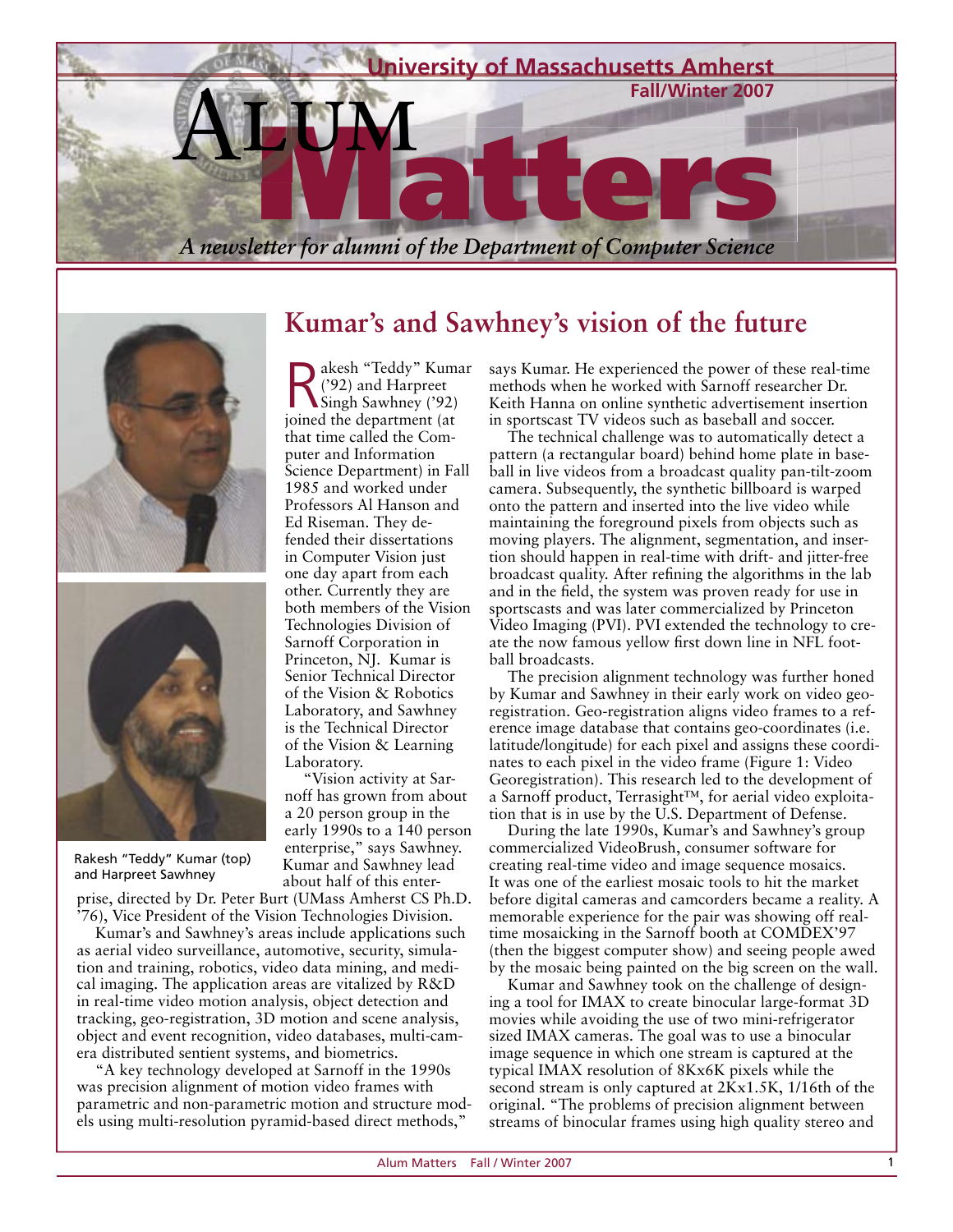# University of Massachusetts Amherst

**Fall/Winter 2007**

# Alum Matters

*A newsletter for alumni of the Department of Computer Science*

## Kumar's and Sawhney's vision of the future

Rakesh "Teddy" Kumar ('92) and Harpreet Singh Sawhney ('92) joined the department (at that time called the Computer and Information Science Department) in Fall 1985 and worked under Professors Al Hanson and Ed Riseman. They defended their dissertations in Computer Vision just one day apart from each other. Currently they are both members of the Vision Technologies Division of Sarnoff Corporation in Princeton, NJ. Kumar is Senior Technical Director of the Vision & Robotics Laboratory, and Sawhney is the Technical Director of the Vision & Learning Laboratory.

"Vision activity at Sarnoff has grown from about a 20 person group in the early 1990s to a 140 person enterprise," says Sawhney. Kumar and Sawhney lead about half of this enterprise, directed by Dr. Peter Burt (UMass Amherst CS Ph.D. '76), Vice President of the Vision Technologies Division.

Rakesh "Teddy" Kumar (top) and Harpreet Sawhney

Kumar's and Sawhney's areas include applications such as aerial video surveillance, automotive, security, simulation and training, robotics, video data mining, and medical imaging. The application areas are vitalized by R&D in real-time video motion analysis, object detection and tracking, geo-registration, 3D motion and scene analysis, object and event recognition, video databases, multi-camera distributed sentient systems, and biometrics.

"A key technology developed at Sarnoff in the 1990s was precision alignment of motion video frames with parametric and non-parametric motion and structure models using multi-resolution pyramid-based direct methods," says Kumar. He experienced the power of these real-time methods when he worked with Sarnoff researcher Dr. Keith Hanna on online synthetic advertisement insertion in sportscast TV videos such as baseball and soccer.

The technical challenge was to automatically detect a pattern (a rectangular board) behind home plate in baseball in live videos from a broadcast quality pan-tilt-zoom camera. Subsequently, the synthetic billboard is warped onto the pattern and inserted into the live video while maintaining the foreground pixels from objects such as moving players. The alignment, segmentation, and insertion should happen in real-time with drift- and jitter-free broadcast quality. After refining the algorithms in the lab and in the field, the system was proven ready for use in sportscasts and was later commercialized by Princeton Video Imaging (PVI). PVI extended the technology to create the now famous yellow first down line in NFL football broadcasts.

The precision alignment technology was further honed by Kumar and Sawhney in their early work on video geo-registration. Geo-registration aligns video frames to a reference image database that contains geo-coordinates (i.e. latitude/longitude) for each pixel and assigns these coordinates to each pixel in the video frame (Figure 1: Video Georegistration). This research led to the development of a Sarnoff product, Terrasight™, for aerial video exploitation that is in use by the U.S. Department of Defense.

During the late 1990s, Kumar's and Sawhney's group commercialized VideoBrush, consumer software for creating real-time video and image sequence mosaics. It was one of the earliest mosaic tools to hit the market before digital cameras and camcorders became a reality. A memorable experience for the pair was showing off real-time mosaicking in the Sarnoff booth at COMDEX'97 (then the biggest computer show) and seeing people awed by the mosaic being painted on the big screen on the wall.

Kumar and Sawhney took on the challenge of designing a tool for IMAX to create binocular large-format 3D movies while avoiding the use of two mini-refrigerator sized IMAX cameras. The goal was to use a binocular image sequence in which one stream is captured at the typical IMAX resolution of 8Kx6K pixels while the second stream is only captured at 2Kx1.5K, 1/16th of the original. "The problems of precision alignment between streams of binocular frames using high quality stereo and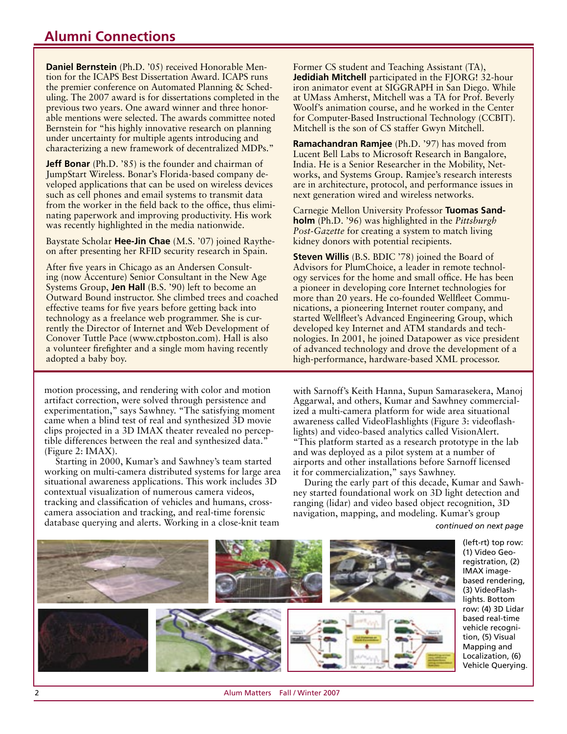## Alumni Connections

**Daniel Bernstein** (Ph.D. '05) received Honorable Mention for the ICAPS Best Dissertation Award. ICAPS runs the premier conference on Automated Planning & Scheduling. The 2007 award is for dissertations completed in the previous two years. One award winner and three honorable mentions were selected. The awards committee noted Bernstein for "his highly innovative research on planning under uncertainty for multiple agents introducing and characterizing a new framework of decentralized MDPs."

**Jeff Bonar** (Ph.D. '85) is the founder and chairman of JumpStart Wireless. Bonar's Florida-based company developed applications that can be used on wireless devices such as cell phones and email systems to transmit data from the worker in the field back to the office, thus eliminating paperwork and improving productivity. His work was recently highlighted in the media nationwide.

Baystate Scholar **Hee-Jin Chae** (M.S. '07) joined Raytheon after presenting her RFID security research in Spain.

After five years in Chicago as an Andersen Consulting (now Accenture) Senior Consultant in the New Age Systems Group, **Jen Hall** (B.S. '90) left to become an Outward Bound instructor. She climbed trees and coached effective teams for five years before getting back into technology as a freelance web programmer. She is currently the Director of Internet and Web Development of Conover Tuttle Pace (www.ctpboston.com). Hall is also a volunteer firefighter and a single mom having recently adopted a baby boy.

Former CS student and Teaching Assistant (TA), **Jedidiah Mitchell** participated in the FJORG! 32-hour iron animator event at SIGGRAPH in San Diego. While at UMass Amherst, Mitchell was a TA for Prof. Beverly Woolf's animation course, and he worked in the Center for Computer-Based Instructional Technology (CCBIT). Mitchell is the son of CS staffer Gwyn Mitchell.

**Ramachandran Ramjee** (Ph.D. '97) has moved from Lucent Bell Labs to Microsoft Research in Bangalore, India. He is a Senior Researcher in the Mobility, Networks, and Systems Group. Ramjee's research interests are in architecture, protocol, and performance issues in next generation wired and wireless networks.

Carnegie Mellon University Professor **Tuomas Sandholm** (Ph.D. '96) was highlighted in the *Pittsburgh Post-Gazette* for creating a system to match living kidney donors with potential recipients.

**Steven Willis** (B.S. BDIC '78) joined the Board of Advisors for PlumChoice, a leader in remote technology services for the home and small office. He has been a pioneer in developing core Internet technologies for more than 20 years. He co-founded Wellfleet Communications, a pioneering Internet router company, and started Wellfleet's Advanced Engineering Group, which developed key Internet and ATM standards and technologies. In 2001, he joined Datapower as vice president of advanced technology and drove the development of a high-performance, hardware-based XML processor.

---

motion processing, and rendering with color and motion artifact correction, were solved through persistence and experimentation," says Sawhney. "The satisfying moment came when a blind test of real and synthesized 3D movie clips projected in a 3D IMAX theater revealed no perceptible differences between the real and synthesized data." (Figure 2: IMAX).

Starting in 2000, Kumar's and Sawhney's team started working on multi-camera distributed systems for large area situational awareness applications. This work includes 3D contextual visualization of numerous camera videos, tracking and classification of vehicles and humans, cross-camera association and tracking, and real-time forensic database querying and alerts. Working in a close-knit team with Sarnoff's Keith Hanna, Supun Samarasekera, Manoj Aggarwal, and others, Kumar and Sawhney commercialized a multi-camera platform for wide area situational awareness called VideoFlashlights (Figure 3: videoflashlights) and video-based analytics called VisionAlert. "This platform started as a research prototype in the lab and was deployed as a pilot system at a number of airports and other installations before Sarnoff licensed it for commercialization," says Sawhney.

During the early part of this decade, Kumar and Sawhney started foundational work on 3D light detection and ranging (lidar) and video based object recognition, 3D navigation, mapping, and modeling. Kumar's group

*continued on next page*

(left-rt) top row: (1) Video Georegistration, (2) IMAX image-based rendering, (3) VideoFlashlights. Bottom row: (4) 3D Lidar based real-time vehicle recognition, (5) Visual Mapping and Localization, (6) Vehicle Querying.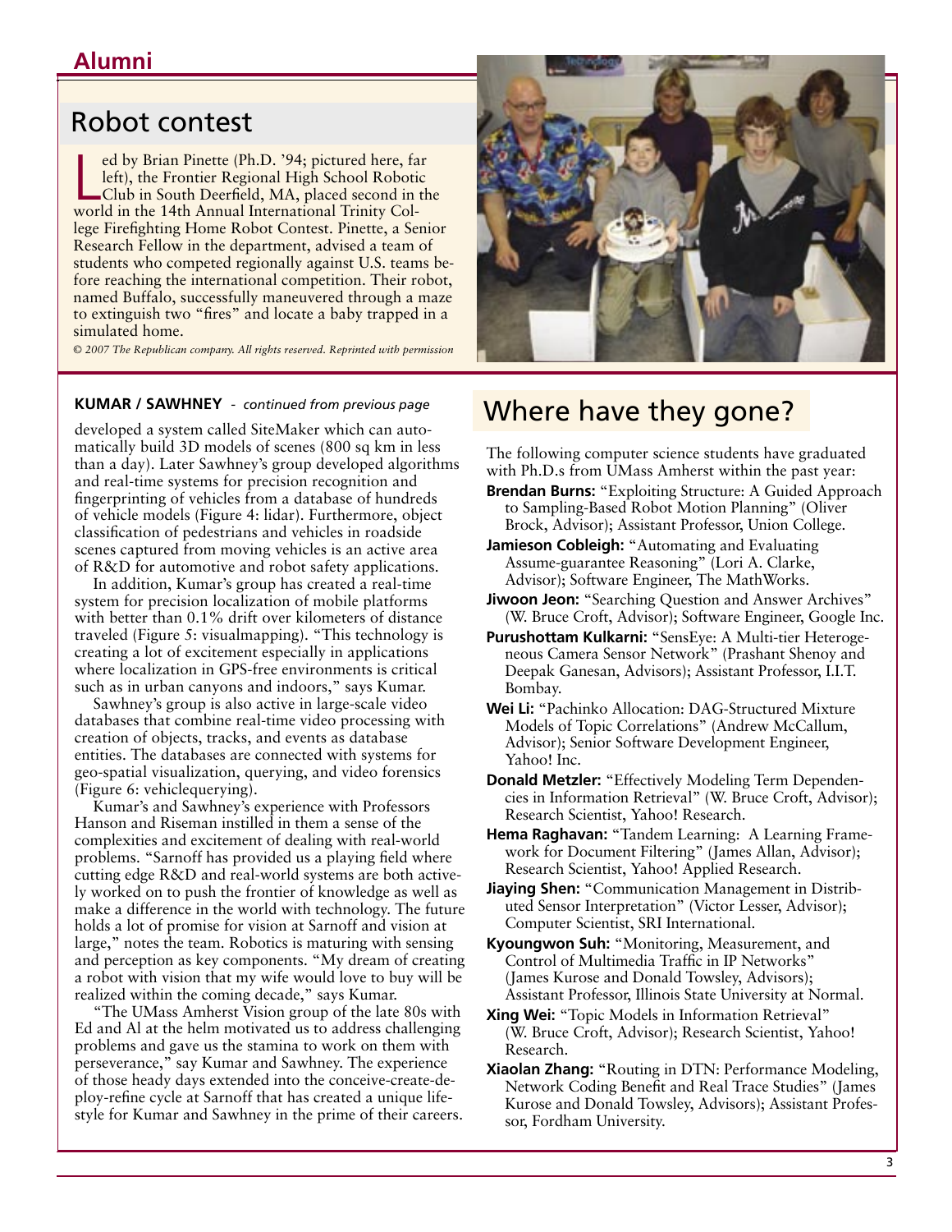## Alumni

# Robot contest

Led by Brian Pinette (Ph.D. '94; pictured here, far left), the Frontier Regional High School Robotic Club in South Deerfield, MA, placed second in the world in the 14th Annual International Trinity College Firefighting Home Robot Contest. Pinette, a Senior Research Fellow in the department, advised a team of students who competed regionally against U.S. teams before reaching the international competition. Their robot, named Buffalo, successfully maneuvered through a maze to extinguish two "fires" and locate a baby trapped in a simulated home.

*© 2007 The Republican company. All rights reserved. Reprinted with permission*

**KUMAR / SAWHNEY** - *continued from previous page*

developed a system called SiteMaker which can automatically build 3D models of scenes (800 sq km in less than a day). Later Sawhney's group developed algorithms and real-time systems for precision recognition and fingerprinting of vehicles from a database of hundreds of vehicle models (Figure 4: lidar). Furthermore, object classification of pedestrians and vehicles in roadside scenes captured from moving vehicles is an active area of R&D for automotive and robot safety applications.

In addition, Kumar's group has created a real-time system for precision localization of mobile platforms with better than 0.1% drift over kilometers of distance traveled (Figure 5: visualmapping). "This technology is creating a lot of excitement especially in applications where localization in GPS-free environments is critical such as in urban canyons and indoors," says Kumar.

Sawhney's group is also active in large-scale video databases that combine real-time video processing with creation of objects, tracks, and events as database entities. The databases are connected with systems for geo-spatial visualization, querying, and video forensics (Figure 6: vehiclequerying).

Kumar's and Sawhney's experience with Professors Hanson and Riseman instilled in them a sense of the complexities and excitement of dealing with real-world problems. "Sarnoff has provided us a playing field where cutting edge R&D and real-world systems are both actively worked on to push the frontier of knowledge as well as make a difference in the world with technology. The future holds a lot of promise for vision at Sarnoff and vision at large," notes the team. Robotics is maturing with sensing and perception as key components. "My dream of creating a robot with vision that my wife would love to buy will be realized within the coming decade," says Kumar.

"The UMass Amherst Vision group of the late 80s with Ed and Al at the helm motivated us to address challenging problems and gave us the stamina to work on them with perseverance," say Kumar and Sawhney. The experience of those heady days extended into the conceive-create-deploy-refine cycle at Sarnoff that has created a unique lifestyle for Kumar and Sawhney in the prime of their careers.

# Where have they gone?

The following computer science students have graduated with Ph.D.s from UMass Amherst within the past year:

**Brendan Burns:** "Exploiting Structure: A Guided Approach to Sampling-Based Robot Motion Planning" (Oliver Brock, Advisor); Assistant Professor, Union College.

**Jamieson Cobleigh:** "Automating and Evaluating Assume-guarantee Reasoning" (Lori A. Clarke, Advisor); Software Engineer, The MathWorks.

**Jiwoon Jeon:** "Searching Question and Answer Archives" (W. Bruce Croft, Advisor); Software Engineer, Google Inc.

**Purushottam Kulkarni:** "SensEye: A Multi-tier Heterogeneous Camera Sensor Network" (Prashant Shenoy and Deepak Ganesan, Advisors); Assistant Professor, I.I.T. Bombay.

**Wei Li:** "Pachinko Allocation: DAG-Structured Mixture Models of Topic Correlations" (Andrew McCallum, Advisor); Senior Software Development Engineer, Yahoo! Inc.

**Donald Metzler:** "Effectively Modeling Term Dependencies in Information Retrieval" (W. Bruce Croft, Advisor); Research Scientist, Yahoo! Research.

**Hema Raghavan:** "Tandem Learning: A Learning Framework for Document Filtering" (James Allan, Advisor); Research Scientist, Yahoo! Applied Research.

**Jiaying Shen:** "Communication Management in Distributed Sensor Interpretation" (Victor Lesser, Advisor); Computer Scientist, SRI International.

**Kyoungwon Suh:** "Monitoring, Measurement, and Control of Multimedia Traffic in IP Networks" (James Kurose and Donald Towsley, Advisors); Assistant Professor, Illinois State University at Normal.

**Xing Wei:** "Topic Models in Information Retrieval" (W. Bruce Croft, Advisor); Research Scientist, Yahoo! Research.

**Xiaolan Zhang:** "Routing in DTN: Performance Modeling, Network Coding Benefit and Real Trace Studies" (James Kurose and Donald Towsley, Advisors); Assistant Professor, Fordham University.